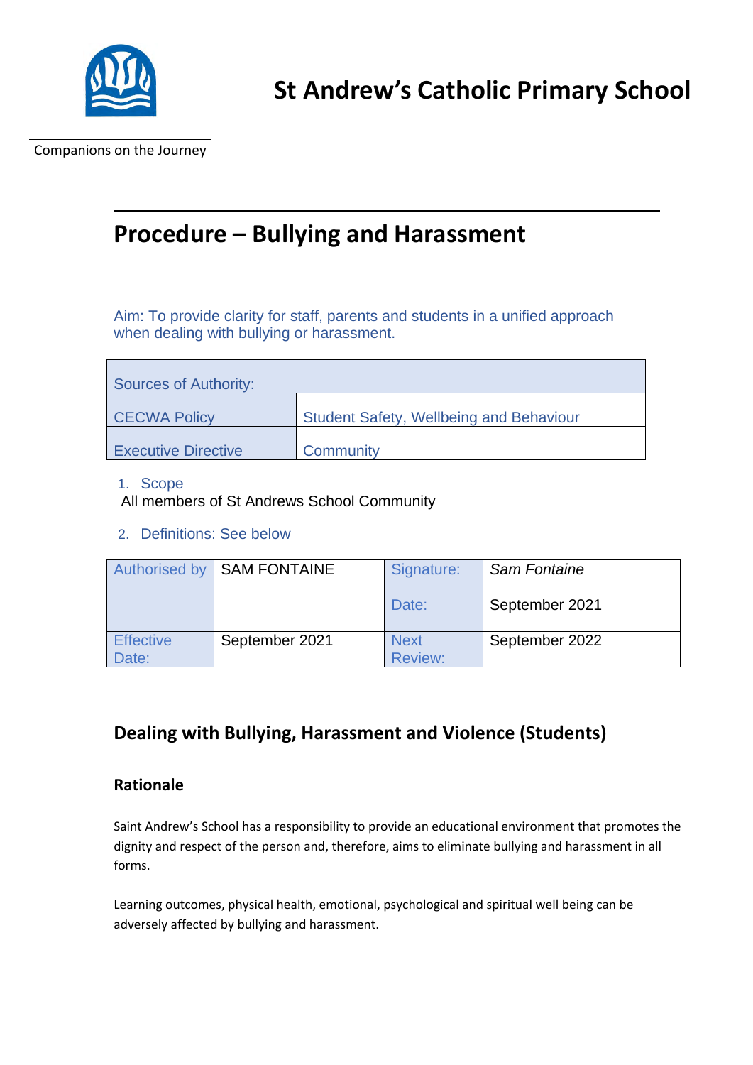# St Andrew's Catholic Primary School

Companions on the Journey

## Procedure – Bullying and Harassment

Aim: To provide clarity for staff, parents and students in a unified approach when dealing with bullying or harassment.

| Sources of Authority: | |
|---|---|
| CECWA Policy | Student Safety, Wellbeing and Behaviour |
| Executive Directive | Community |

1. Scope
   All members of St Andrews School Community
2. Definitions: See below

| Authorised by | SAM FONTAINE | Signature: | *Sam Fontaine* |
|---|---|---|---|
| | | Date: | September 2021 |
| Effective Date: | September 2021 | Next Review: | September 2022 |

## Dealing with Bullying, Harassment and Violence (Students)

### Rationale

Saint Andrew's School has a responsibility to provide an educational environment that promotes the dignity and respect of the person and, therefore, aims to eliminate bullying and harassment in all forms.

Learning outcomes, physical health, emotional, psychological and spiritual well being can be adversely affected by bullying and harassment.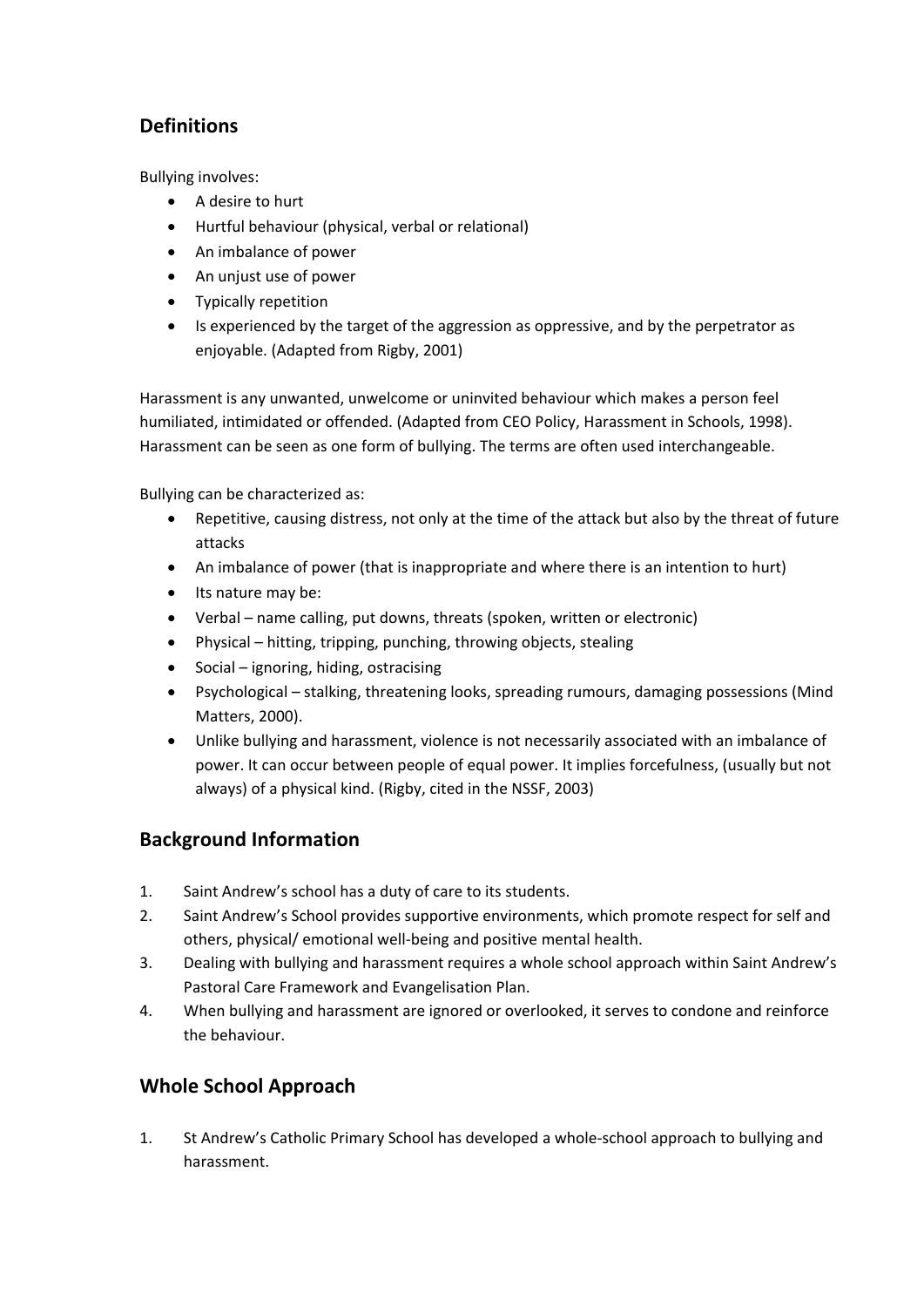## Definitions

Bullying involves:

- A desire to hurt
- Hurtful behaviour (physical, verbal or relational)
- An imbalance of power
- An unjust use of power
- Typically repetition
- Is experienced by the target of the aggression as oppressive, and by the perpetrator as enjoyable. (Adapted from Rigby, 2001)

Harassment is any unwanted, unwelcome or uninvited behaviour which makes a person feel humiliated, intimidated or offended. (Adapted from CEO Policy, Harassment in Schools, 1998). Harassment can be seen as one form of bullying. The terms are often used interchangeable.

Bullying can be characterized as:

- Repetitive, causing distress, not only at the time of the attack but also by the threat of future attacks
- An imbalance of power (that is inappropriate and where there is an intention to hurt)
- Its nature may be:
- Verbal – name calling, put downs, threats (spoken, written or electronic)
- Physical – hitting, tripping, punching, throwing objects, stealing
- Social – ignoring, hiding, ostracising
- Psychological – stalking, threatening looks, spreading rumours, damaging possessions (Mind Matters, 2000).
- Unlike bullying and harassment, violence is not necessarily associated with an imbalance of power. It can occur between people of equal power. It implies forcefulness, (usually but not always) of a physical kind. (Rigby, cited in the NSSF, 2003)

## Background Information

1. Saint Andrew's school has a duty of care to its students.
2. Saint Andrew's School provides supportive environments, which promote respect for self and others, physical/ emotional well-being and positive mental health.
3. Dealing with bullying and harassment requires a whole school approach within Saint Andrew's Pastoral Care Framework and Evangelisation Plan.
4. When bullying and harassment are ignored or overlooked, it serves to condone and reinforce the behaviour.

## Whole School Approach

1. St Andrew's Catholic Primary School has developed a whole-school approach to bullying and harassment.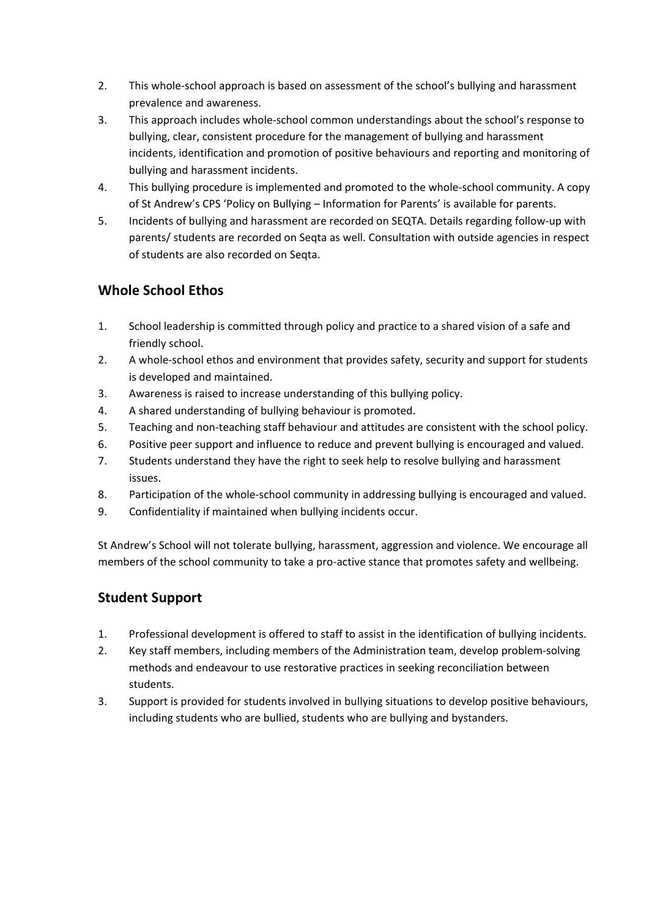2. This whole-school approach is based on assessment of the school's bullying and harassment prevalence and awareness.
3. This approach includes whole-school common understandings about the school's response to bullying, clear, consistent procedure for the management of bullying and harassment incidents, identification and promotion of positive behaviours and reporting and monitoring of bullying and harassment incidents.
4. This bullying procedure is implemented and promoted to the whole-school community. A copy of St Andrew's CPS 'Policy on Bullying – Information for Parents' is available for parents.
5. Incidents of bullying and harassment are recorded on SEQTA. Details regarding follow-up with parents/ students are recorded on Seqta as well. Consultation with outside agencies in respect of students are also recorded on Seqta.

## Whole School Ethos

1. School leadership is committed through policy and practice to a shared vision of a safe and friendly school.
2. A whole-school ethos and environment that provides safety, security and support for students is developed and maintained.
3. Awareness is raised to increase understanding of this bullying policy.
4. A shared understanding of bullying behaviour is promoted.
5. Teaching and non-teaching staff behaviour and attitudes are consistent with the school policy.
6. Positive peer support and influence to reduce and prevent bullying is encouraged and valued.
7. Students understand they have the right to seek help to resolve bullying and harassment issues.
8. Participation of the whole-school community in addressing bullying is encouraged and valued.
9. Confidentiality if maintained when bullying incidents occur.

St Andrew's School will not tolerate bullying, harassment, aggression and violence. We encourage all members of the school community to take a pro-active stance that promotes safety and wellbeing.

## Student Support

1. Professional development is offered to staff to assist in the identification of bullying incidents.
2. Key staff members, including members of the Administration team, develop problem-solving methods and endeavour to use restorative practices in seeking reconciliation between students.
3. Support is provided for students involved in bullying situations to develop positive behaviours, including students who are bullied, students who are bullying and bystanders.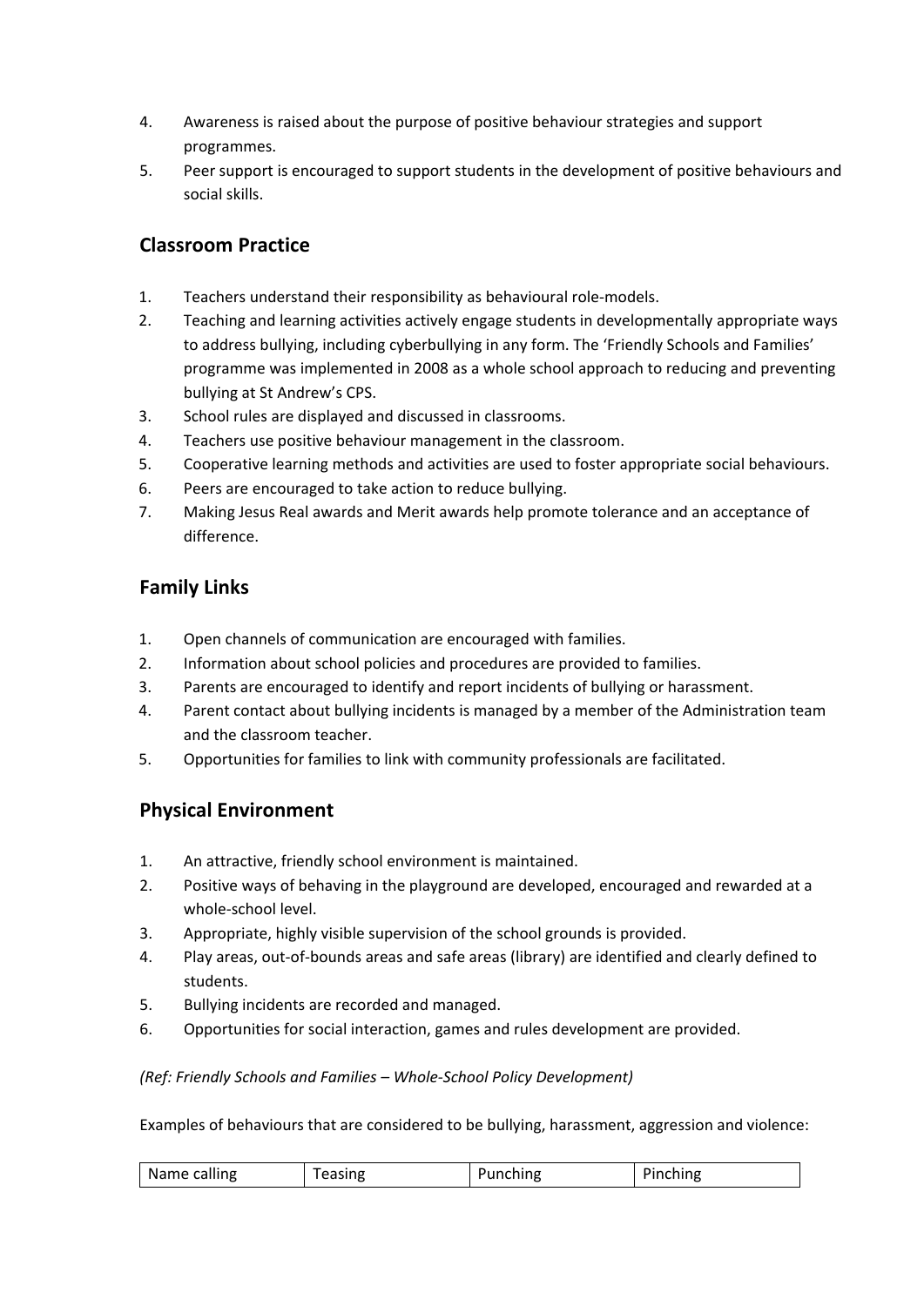4. Awareness is raised about the purpose of positive behaviour strategies and support programmes.
5. Peer support is encouraged to support students in the development of positive behaviours and social skills.

## Classroom Practice

1. Teachers understand their responsibility as behavioural role-models.
2. Teaching and learning activities actively engage students in developmentally appropriate ways to address bullying, including cyberbullying in any form. The 'Friendly Schools and Families' programme was implemented in 2008 as a whole school approach to reducing and preventing bullying at St Andrew's CPS.
3. School rules are displayed and discussed in classrooms.
4. Teachers use positive behaviour management in the classroom.
5. Cooperative learning methods and activities are used to foster appropriate social behaviours.
6. Peers are encouraged to take action to reduce bullying.
7. Making Jesus Real awards and Merit awards help promote tolerance and an acceptance of difference.

## Family Links

1. Open channels of communication are encouraged with families.
2. Information about school policies and procedures are provided to families.
3. Parents are encouraged to identify and report incidents of bullying or harassment.
4. Parent contact about bullying incidents is managed by a member of the Administration team and the classroom teacher.
5. Opportunities for families to link with community professionals are facilitated.

## Physical Environment

1. An attractive, friendly school environment is maintained.
2. Positive ways of behaving in the playground are developed, encouraged and rewarded at a whole-school level.
3. Appropriate, highly visible supervision of the school grounds is provided.
4. Play areas, out-of-bounds areas and safe areas (library) are identified and clearly defined to students.
5. Bullying incidents are recorded and managed.
6. Opportunities for social interaction, games and rules development are provided.

*(Ref: Friendly Schools and Families – Whole-School Policy Development)*

Examples of behaviours that are considered to be bullying, harassment, aggression and violence:

| Name calling | Teasing | Punching | Pinching |
|---|---|---|---|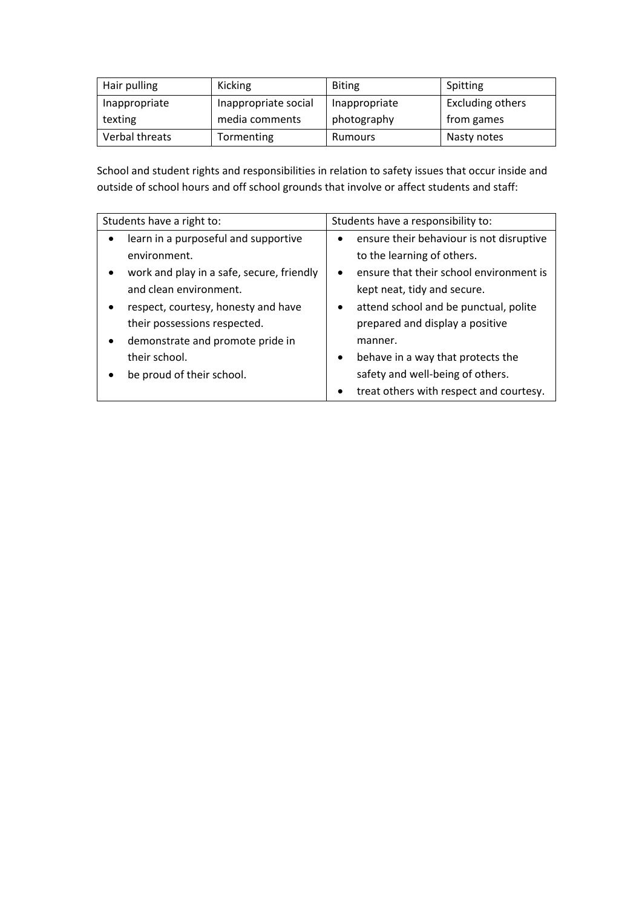| | | | |
|---|---|---|---|
| Hair pulling | Kicking | Biting | Spitting |
| Inappropriate texting | Inappropriate social media comments | Inappropriate photography | Excluding others from games |
| Verbal threats | Tormenting | Rumours | Nasty notes |

School and student rights and responsibilities in relation to safety issues that occur inside and outside of school hours and off school grounds that involve or affect students and staff:

| Students have a right to: | Students have a responsibility to: |
|---|---|
| • learn in a purposeful and supportive environment.<br>• work and play in a safe, secure, friendly and clean environment.<br>• respect, courtesy, honesty and have their possessions respected.<br>• demonstrate and promote pride in their school.<br>• be proud of their school. | • ensure their behaviour is not disruptive to the learning of others.<br>• ensure that their school environment is kept neat, tidy and secure.<br>• attend school and be punctual, polite prepared and display a positive manner.<br>• behave in a way that protects the safety and well-being of others.<br>• treat others with respect and courtesy. |